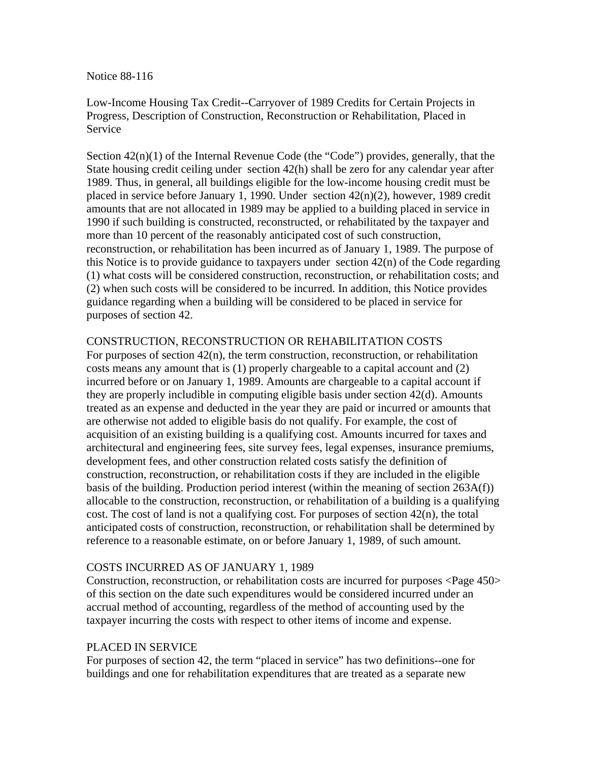Notice 88-116

Low-Income Housing Tax Credit--Carryover of 1989 Credits for Certain Projects in Progress, Description of Construction, Reconstruction or Rehabilitation, Placed in Service

Section 42(n)(1) of the Internal Revenue Code (the "Code") provides, generally, that the State housing credit ceiling under section 42(h) shall be zero for any calendar year after 1989. Thus, in general, all buildings eligible for the low-income housing credit must be placed in service before January 1, 1990. Under section 42(n)(2), however, 1989 credit amounts that are not allocated in 1989 may be applied to a building placed in service in 1990 if such building is constructed, reconstructed, or rehabilitated by the taxpayer and more than 10 percent of the reasonably anticipated cost of such construction, reconstruction, or rehabilitation has been incurred as of January 1, 1989. The purpose of this Notice is to provide guidance to taxpayers under section 42(n) of the Code regarding (1) what costs will be considered construction, reconstruction, or rehabilitation costs; and (2) when such costs will be considered to be incurred. In addition, this Notice provides guidance regarding when a building will be considered to be placed in service for purposes of section 42.

## CONSTRUCTION, RECONSTRUCTION OR REHABILITATION COSTS

For purposes of section 42(n), the term construction, reconstruction, or rehabilitation costs means any amount that is (1) properly chargeable to a capital account and (2) incurred before or on January 1, 1989. Amounts are chargeable to a capital account if they are properly includible in computing eligible basis under section 42(d). Amounts treated as an expense and deducted in the year they are paid or incurred or amounts that are otherwise not added to eligible basis do not qualify. For example, the cost of acquisition of an existing building is a qualifying cost. Amounts incurred for taxes and architectural and engineering fees, site survey fees, legal expenses, insurance premiums, development fees, and other construction related costs satisfy the definition of construction, reconstruction, or rehabilitation costs if they are included in the eligible basis of the building. Production period interest (within the meaning of section 263A(f)) allocable to the construction, reconstruction, or rehabilitation of a building is a qualifying cost. The cost of land is not a qualifying cost. For purposes of section 42(n), the total anticipated costs of construction, reconstruction, or rehabilitation shall be determined by reference to a reasonable estimate, on or before January 1, 1989, of such amount.

## COSTS INCURRED AS OF JANUARY 1, 1989

Construction, reconstruction, or rehabilitation costs are incurred for purposes <Page 450> of this section on the date such expenditures would be considered incurred under an accrual method of accounting, regardless of the method of accounting used by the taxpayer incurring the costs with respect to other items of income and expense.

## PLACED IN SERVICE

For purposes of section 42, the term "placed in service" has two definitions--one for buildings and one for rehabilitation expenditures that are treated as a separate new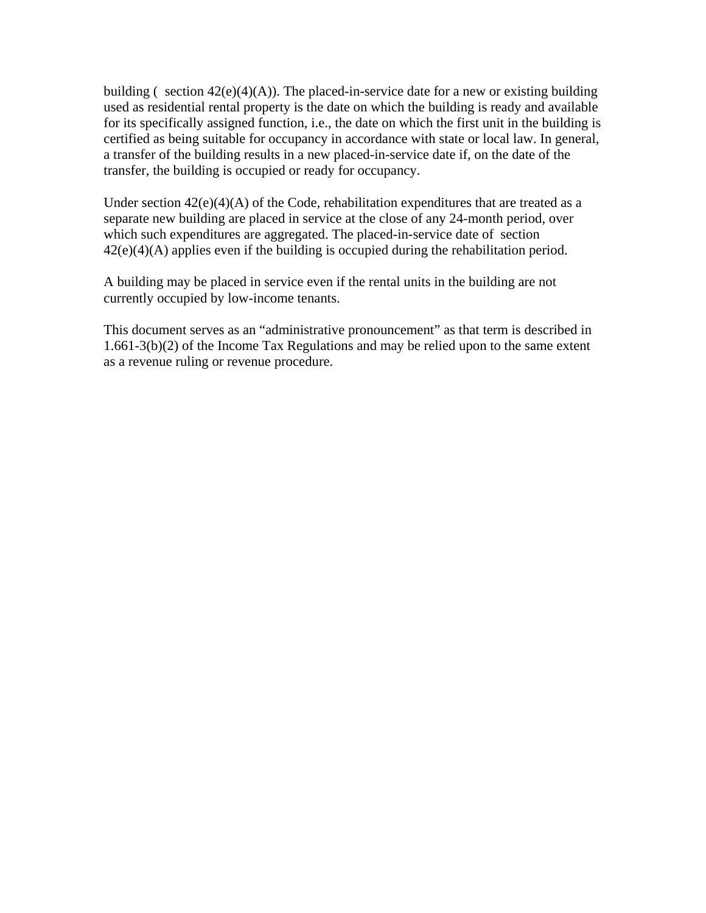building ( section 42(e)(4)(A)). The placed-in-service date for a new or existing building used as residential rental property is the date on which the building is ready and available for its specifically assigned function, i.e., the date on which the first unit in the building is certified as being suitable for occupancy in accordance with state or local law. In general, a transfer of the building results in a new placed-in-service date if, on the date of the transfer, the building is occupied or ready for occupancy.

Under section 42(e)(4)(A) of the Code, rehabilitation expenditures that are treated as a separate new building are placed in service at the close of any 24-month period, over which such expenditures are aggregated. The placed-in-service date of section 42(e)(4)(A) applies even if the building is occupied during the rehabilitation period.

A building may be placed in service even if the rental units in the building are not currently occupied by low-income tenants.

This document serves as an "administrative pronouncement" as that term is described in 1.661-3(b)(2) of the Income Tax Regulations and may be relied upon to the same extent as a revenue ruling or revenue procedure.